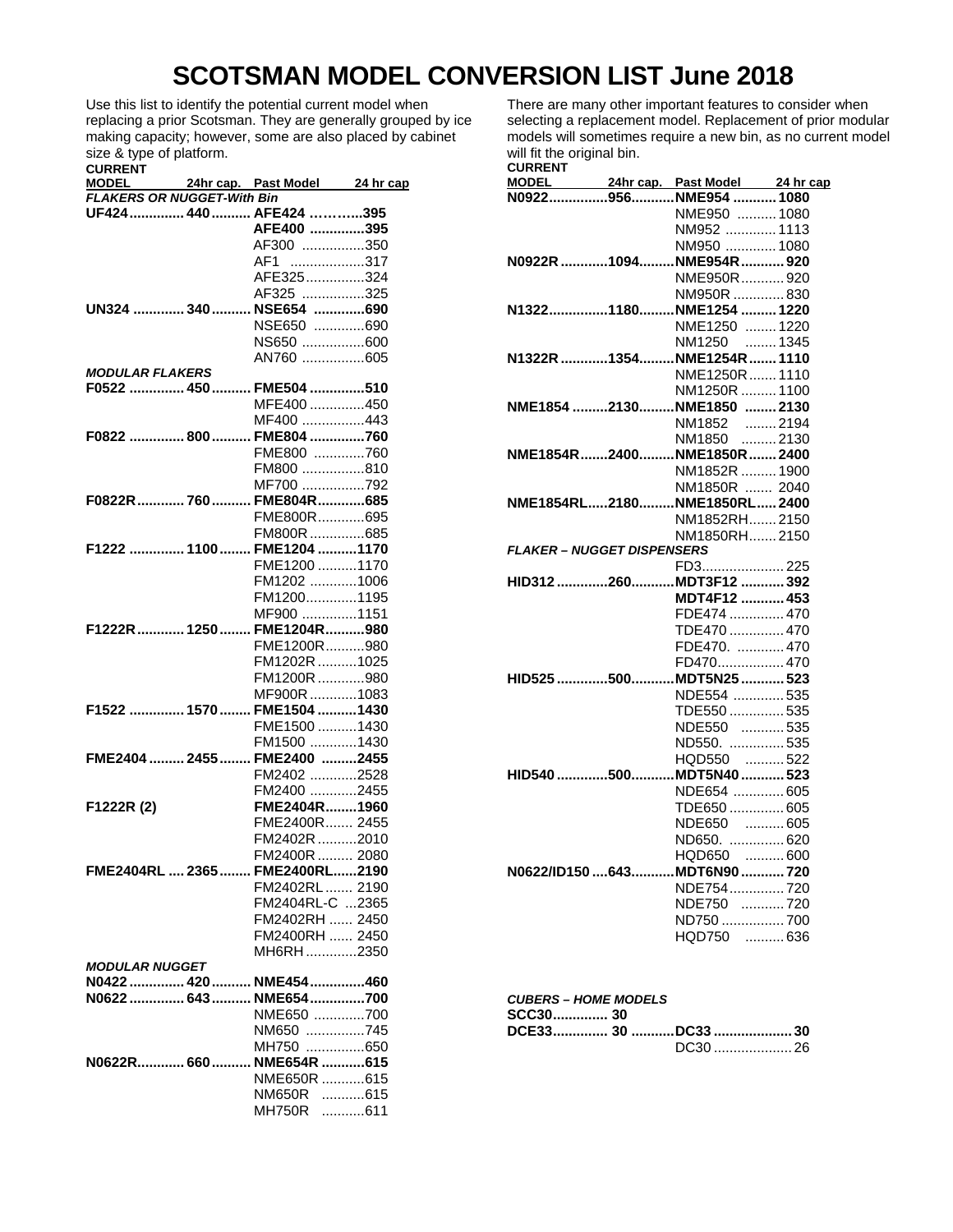# SCOTSMAN MODEL CONVERSION LIST June 2018

Use this list to identify the potential current model when replacing a prior Scotsman. They are generally grouped by ice making capacity; however, some are also placed by cabinet size & type of platform.

There are many other important features to consider when selecting a replacement model. Replacement of prior modular models will sometimes require a new bin, as no current model will fit the original bin.

| CURRENT MODEL | 24hr cap. | Past Model | 24 hr cap |
|---|---|---|---|
| ***FLAKERS OR NUGGET-With Bin*** | | | |
| **UF424** | **440** | **AFE424** | **395** |
| | | **AFE400** | **395** |
| | | AF300 | 350 |
| | | AF1 | 317 |
| | | AFE325 | 324 |
| | | AF325 | 325 |
| **UN324** | **340** | **NSE654** | **690** |
| | | NSE650 | 690 |
| | | NS650 | 600 |
| | | AN760 | 605 |
| ***MODULAR FLAKERS*** | | | |
| **F0522** | **450** | **FME504** | **510** |
| | | MFE400 | 450 |
| | | MF400 | 443 |
| **F0822** | **800** | **FME804** | **760** |
| | | FME800 | 760 |
| | | FM800 | 810 |
| | | MF700 | 792 |
| **F0822R** | **760** | **FME804R** | **685** |
| | | FME800R | 695 |
| | | FM800R | 685 |
| **F1222** | **1100** | **FME1204** | **1170** |
| | | FME1200 | 1170 |
| | | FM1202 | 1006 |
| | | FM1200 | 1195 |
| | | MF900 | 1151 |
| **F1222R** | **1250** | **FME1204R** | **980** |
| | | FME1200R | 980 |
| | | FM1202R | 1025 |
| | | FM1200R | 980 |
| | | MF900R | 1083 |
| **F1522** | **1570** | **FME1504** | **1430** |
| | | FME1500 | 1430 |
| | | FM1500 | 1430 |
| **FME2404** | **2455** | **FME2400** | **2455** |
| | | FM2402 | 2528 |
| | | FM2400 | 2455 |
| **F1222R (2)** | | **FME2404R** | **1960** |
| | | FME2400R | 2455 |
| | | FM2402R | 2010 |
| | | FM2400R | 2080 |
| **FME2404RL** | **2365** | **FME2400RL** | **2190** |
| | | FM2402RL | 2190 |
| | | FM2404RL-C | 2365 |
| | | FM2402RH | 2450 |
| | | FM2400RH | 2450 |
| | | MH6RH | 2350 |
| ***MODULAR NUGGET*** | | | |
| **N0422** | **420** | **NME454** | **460** |
| **N0622** | **643** | **NME654** | **700** |
| | | NME650 | 700 |
| | | NM650 | 745 |
| | | MH750 | 650 |
| **N0622R** | **660** | **NME654R** | **615** |
| | | NME650R | 615 |
| | | NM650R | 615 |
| | | MH750R | 611 |
| **N0922** | **956** | **NME954** | **1080** |
| | | NME950 | 1080 |
| | | NM952 | 1113 |
| | | NM950 | 1080 |
| **N0922R** | **1094** | **NME954R** | **920** |
| | | NME950R | 920 |
| | | NM950R | 830 |
| **N1322** | **1180** | **NME1254** | **1220** |
| | | NME1250 | 1220 |
| | | NM1250 | 1345 |
| **N1322R** | **1354** | **NME1254R** | **1110** |
| | | NME1250R | 1110 |
| | | NM1250R | 1100 |
| **NME1854** | **2130** | **NME1850** | **2130** |
| | | NM1852 | 2194 |
| | | NM1850 | 2130 |
| **NME1854R** | **2400** | **NME1850R** | **2400** |
| | | NM1852R | 1900 |
| | | NM1850R | 2040 |
| **NME1854RL** | **2180** | **NME1850RL** | **2400** |
| | | NM1852RH | 2150 |
| | | NM1850RH | 2150 |
| ***FLAKER – NUGGET DISPENSERS*** | | | |
| | | FD3 | 225 |
| **HID312** | **260** | **MDT3F12** | **392** |
| | | **MDT4F12** | **453** |
| | | FDE474 | 470 |
| | | TDE470 | 470 |
| | | FDE470. | 470 |
| | | FD470 | 470 |
| **HID525** | **500** | **MDT5N25** | **523** |
| | | NDE554 | 535 |
| | | TDE550 | 535 |
| | | NDE550 | 535 |
| | | ND550. | 535 |
| | | HQD550 | 522 |
| **HID540** | **500** | **MDT5N40** | **523** |
| | | NDE654 | 605 |
| | | TDE650 | 605 |
| | | NDE650 | 605 |
| | | ND650. | 620 |
| | | HQD650 | 600 |
| **N0622/ID150** | **643** | **MDT6N90** | **720** |
| | | NDE754 | 720 |
| | | NDE750 | 720 |
| | | ND750 | 700 |
| | | HQD750 | 636 |
| ***CUBERS – HOME MODELS*** | | | |
| **SCC30** | **30** | | |
| **DCE33** | **30** | **DC33** | **30** |
| | | DC30 | 26 |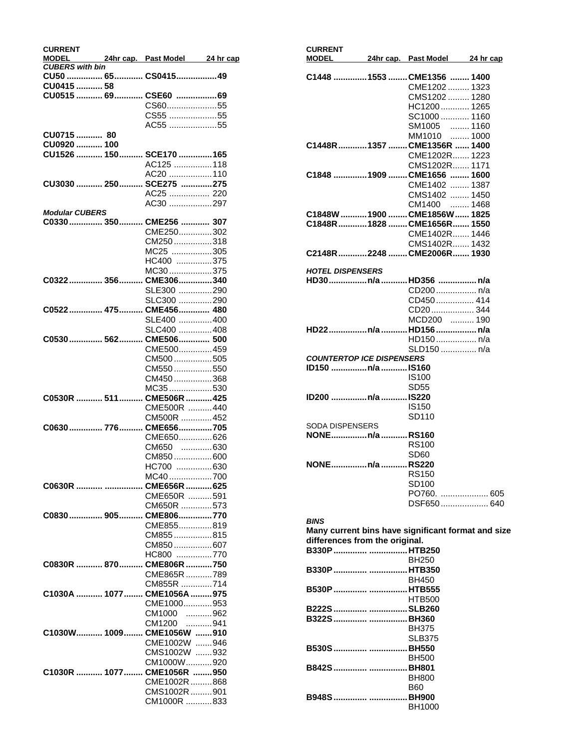| CURRENT MODEL | 24hr cap. | Past Model | 24 hr cap |
|---|---|---|---|
| ***CUBERS with bin*** | | | |
| **CU50** | **65** | **CS0415** | **49** |
| **CU0415** | **58** | | |
| **CU0515** | **69** | **CSE60** | **69** |
| | | CS60 | 55 |
| | | CS55 | 55 |
| | | AC55 | 55 |
| **CU0715** | **80** | | |
| **CU0920** | **100** | | |
| **CU1526** | **150** | **SCE170** | **165** |
| | | AC125 | 118 |
| | | AC20 | 110 |
| **CU3030** | **250** | **SCE275** | **275** |
| | | AC25 | 220 |
| | | AC30 | 297 |
| ***Modular CUBERS*** | | | |
| **C0330** | **350** | **CME256** | **307** |
| | | CME250 | 302 |
| | | CM250 | 318 |
| | | MC25 | 305 |
| | | HC400 | 375 |
| | | MC30 | 375 |
| **C0322** | **356** | **CME306** | **340** |
| | | SLE300 | 290 |
| | | SLC300 | 290 |
| **C0522** | **475** | **CME456** | **480** |
| | | SLE400 | 400 |
| | | SLC400 | 408 |
| **C0530** | **562** | **CME506** | **500** |
| | | CME500 | 459 |
| | | CM500 | 505 |
| | | CM550 | 550 |
| | | CM450 | 368 |
| | | MC35 | 530 |
| **C0530R** | **511** | **CME506R** | **425** |
| | | CME500R | 440 |
| | | CM500R | 452 |
| **C0630** | **776** | **CME656** | **705** |
| | | CME650 | 626 |
| | | CM650 | 630 |
| | | CM850 | 600 |
| | | HC700 | 630 |
| | | MC40 | 700 |
| **C0630R** | | **CME656R** | **625** |
| | | CME650R | 591 |
| | | CM650R | 573 |
| **C0830** | **905** | **CME806** | **770** |
| | | CME855 | 819 |
| | | CM855 | 815 |
| | | CM850 | 607 |
| | | HC800 | 770 |
| **C0830R** | **870** | **CME806R** | **750** |
| | | CME865R | 789 |
| | | CM855R | 714 |
| **C1030A** | **1077** | **CME1056A** | **975** |
| | | CME1000 | 953 |
| | | CM1000 | 962 |
| | | CM1200 | 941 |
| **C1030W** | **1009** | **CME1056W** | **910** |
| | | CME1002W | 946 |
| | | CMS1002W | 932 |
| | | CM1000W | 920 |
| **C1030R** | **1077** | **CME1056R** | **950** |
| | | CME1002R | 868 |
| | | CMS1002R | 901 |
| | | CM1000R | 833 |

| CURRENT MODEL | 24hr cap. | Past Model | 24 hr cap |
|---|---|---|---|
| **C1448** | **1553** | **CME1356** | **1400** |
| | | CME1202 | 1323 |
| | | CMS1202 | 1280 |
| | | HC1200 | 1265 |
| | | SC1000 | 1160 |
| | | SM1005 | 1160 |
| | | MM1010 | 1000 |
| **C1448R** | **1357** | **CME1356R** | **1400** |
| | | CME1202R | 1223 |
| | | CMS1202R | 1171 |
| **C1848** | **1909** | **CME1656** | **1600** |
| | | CME1402 | 1387 |
| | | CMS1402 | 1450 |
| | | CM1400 | 1468 |
| **C1848W** | **1900** | **CME1856W** | **1825** |
| **C1848R** | **1828** | **CME1656R** | **1550** |
| | | CME1402R | 1446 |
| | | CMS1402R | 1432 |
| **C2148R** | **2248** | **CME2006R** | **1930** |
| ***HOTEL DISPENSERS*** | | | |
| **HD30** | **n/a** | **HD356** | **n/a** |
| | | CD200 | n/a |
| | | CD450 | 414 |
| | | CD20 | 344 |
| | | MCD200 | 190 |
| **HD22** | **n/a** | **HD156** | **n/a** |
| | | HD150 | n/a |
| | | SLD150 | n/a |
| ***COUNTERTOP ICE DISPENSERS*** | | | |
| **ID150** | **n/a** | **IS160** | |
| | | IS100 | |
| | | SD55 | |
| **ID200** | **n/a** | **IS220** | |
| | | IS150 | |
| | | SD110 | |
| SODA DISPENSERS | | | |
| **NONE** | **n/a** | **RS160** | |
| | | RS100 | |
| | | SD60 | |
| **NONE** | **n/a** | **RS220** | |
| | | RS150 | |
| | | SD100 | |
| | | PO760. | 605 |
| | | DSF650 | 640 |

***BINS***

**Many current bins have significant format and size differences from the original.**

| | | | |
|---|---|---|---|
| **B330P** | | **HTB250** | |
| | | BH250 | |
| **B330P** | | **HTB350** | |
| | | BH450 | |
| **B530P** | | **HTB555** | |
| | | HTB500 | |
| **B222S** | | **SLB260** | |
| **B322S** | | **BH360** | |
| | | BH375 | |
| | | SLB375 | |
| **B530S** | | **BH550** | |
| | | BH500 | |
| **B842S** | | **BH801** | |
| | | BH800 | |
| | | B60 | |
| **B948S** | | **BH900** | |
| | | BH1000 | |